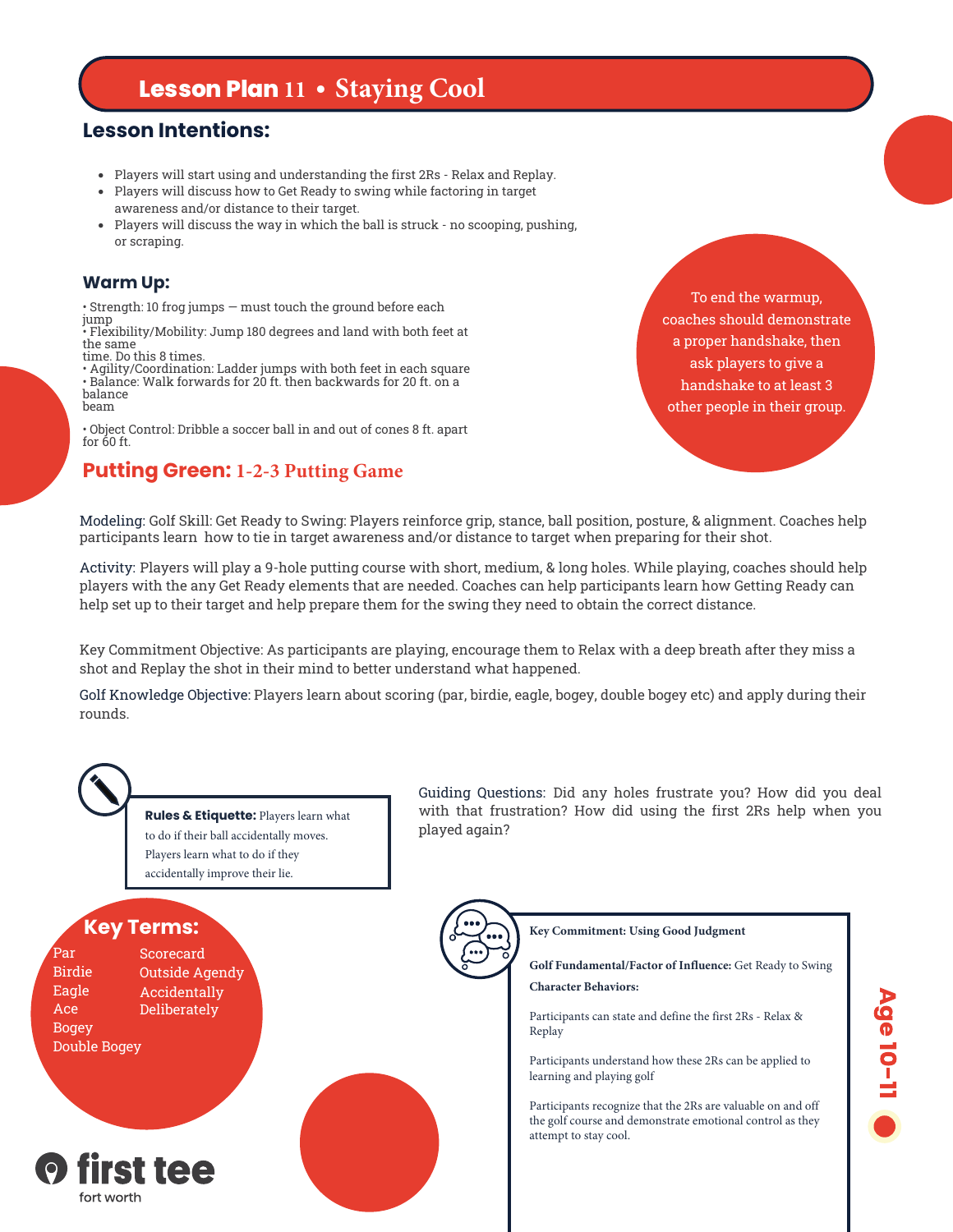# Lesson Plan 11 • Staying Cool

## Lesson Intentions:

- Players will start using and understanding the first 2Rs - Relax and Replay.
- Players will discuss how to Get Ready to swing while factoring in target awareness and/or distance to their target.
- Players will discuss the way in which the ball is struck - no scooping, pushing, or scraping.

## Warm Up:

- Strength: 10 frog jumps — must touch the ground before each jump
- Flexibility/Mobility: Jump 180 degrees and land with both feet at the same time. Do this 8 times.
- Agility/Coordination: Ladder jumps with both feet in each square
- Balance: Walk forwards for 20 ft. then backwards for 20 ft. on a balance beam
- Object Control: Dribble a soccer ball in and out of cones 8 ft. apart for 60 ft.

To end the warmup, coaches should demonstrate a proper handshake, then ask players to give a handshake to at least 3 other people in their group.

## Putting Green: 1-2-3 Putting Game

Modeling: Golf Skill: Get Ready to Swing: Players reinforce grip, stance, ball position, posture, & alignment. Coaches help participants learn how to tie in target awareness and/or distance to target when preparing for their shot.

Activity: Players will play a 9-hole putting course with short, medium, & long holes. While playing, coaches should help players with the any Get Ready elements that are needed. Coaches can help participants learn how Getting Ready can help set up to their target and help prepare them for the swing they need to obtain the correct distance.

Key Commitment Objective: As participants are playing, encourage them to Relax with a deep breath after they miss a shot and Replay the shot in their mind to better understand what happened.

Golf Knowledge Objective: Players learn about scoring (par, birdie, eagle, bogey, double bogey etc) and apply during their rounds.

**Rules & Etiquette:** Players learn what to do if their ball accidentally moves. Players learn what to do if they accidentally improve their lie.

Guiding Questions: Did any holes frustrate you? How did you deal with that frustration? How did using the first 2Rs help when you played again?

## Key Terms:

- Par
- Birdie
- Eagle
- Ace
- Bogey
- Double Bogey
- Scorecard
- Outside Agendy
- Accidentally
- Deliberately

**Key Commitment: Using Good Judgment**

**Golf Fundamental/Factor of Influence:** Get Ready to Swing

**Character Behaviors:**

Participants can state and define the first 2Rs - Relax & Replay

Participants understand how these 2Rs can be applied to learning and playing golf

Participants recognize that the 2Rs are valuable on and off the golf course and demonstrate emotional control as they attempt to stay cool.

Age 10–11

first tee fort worth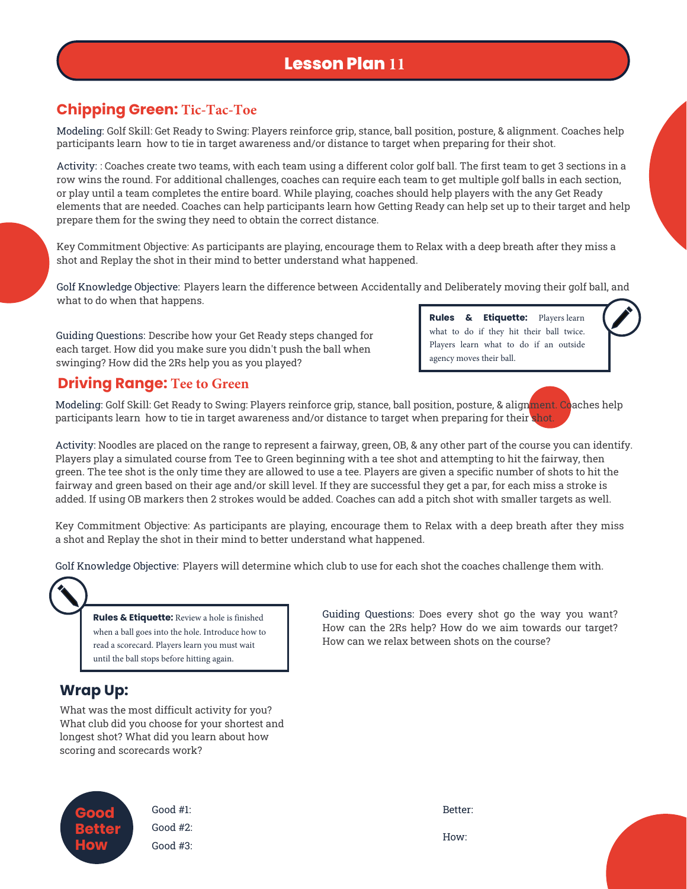# Lesson Plan 11

## Chipping Green: Tic-Tac-Toe

Modeling: Golf Skill: Get Ready to Swing: Players reinforce grip, stance, ball position, posture, & alignment. Coaches help participants learn how to tie in target awareness and/or distance to target when preparing for their shot.

Activity: : Coaches create two teams, with each team using a different color golf ball. The first team to get 3 sections in a row wins the round. For additional challenges, coaches can require each team to get multiple golf balls in each section, or play until a team completes the entire board. While playing, coaches should help players with the any Get Ready elements that are needed. Coaches can help participants learn how Getting Ready can help set up to their target and help prepare them for the swing they need to obtain the correct distance.

Key Commitment Objective: As participants are playing, encourage them to Relax with a deep breath after they miss a shot and Replay the shot in their mind to better understand what happened.

Golf Knowledge Objective: Players learn the difference between Accidentally and Deliberately moving their golf ball, and what to do when that happens.

**Rules & Etiquette:** Players learn what to do if they hit their ball twice. Players learn what to do if an outside agency moves their ball.

Guiding Questions: Describe how your Get Ready steps changed for each target. How did you make sure you didn't push the ball when swinging? How did the 2Rs help you as you played?

## Driving Range: Tee to Green

Modeling: Golf Skill: Get Ready to Swing: Players reinforce grip, stance, ball position, posture, & alignment. Coaches help participants learn how to tie in target awareness and/or distance to target when preparing for their shot.

Activity: Noodles are placed on the range to represent a fairway, green, OB, & any other part of the course you can identify. Players play a simulated course from Tee to Green beginning with a tee shot and attempting to hit the fairway, then green. The tee shot is the only time they are allowed to use a tee. Players are given a specific number of shots to hit the fairway and green based on their age and/or skill level. If they are successful they get a par, for each miss a stroke is added. If using OB markers then 2 strokes would be added. Coaches can add a pitch shot with smaller targets as well.

Key Commitment Objective: As participants are playing, encourage them to Relax with a deep breath after they miss a shot and Replay the shot in their mind to better understand what happened.

Golf Knowledge Objective: Players will determine which club to use for each shot the coaches challenge them with.

**Rules & Etiquette:** Review a hole is finished when a ball goes into the hole. Introduce how to read a scorecard. Players learn you must wait until the ball stops before hitting again.

Guiding Questions: Does every shot go the way you want? How can the 2Rs help? How do we aim towards our target? How can we relax between shots on the course?

## Wrap Up:

What was the most difficult activity for you? What club did you choose for your shortest and longest shot? What did you learn about how scoring and scorecards work?

**Good Better How**

Good #1:

Good #2:

Good #3:

Better:

How: